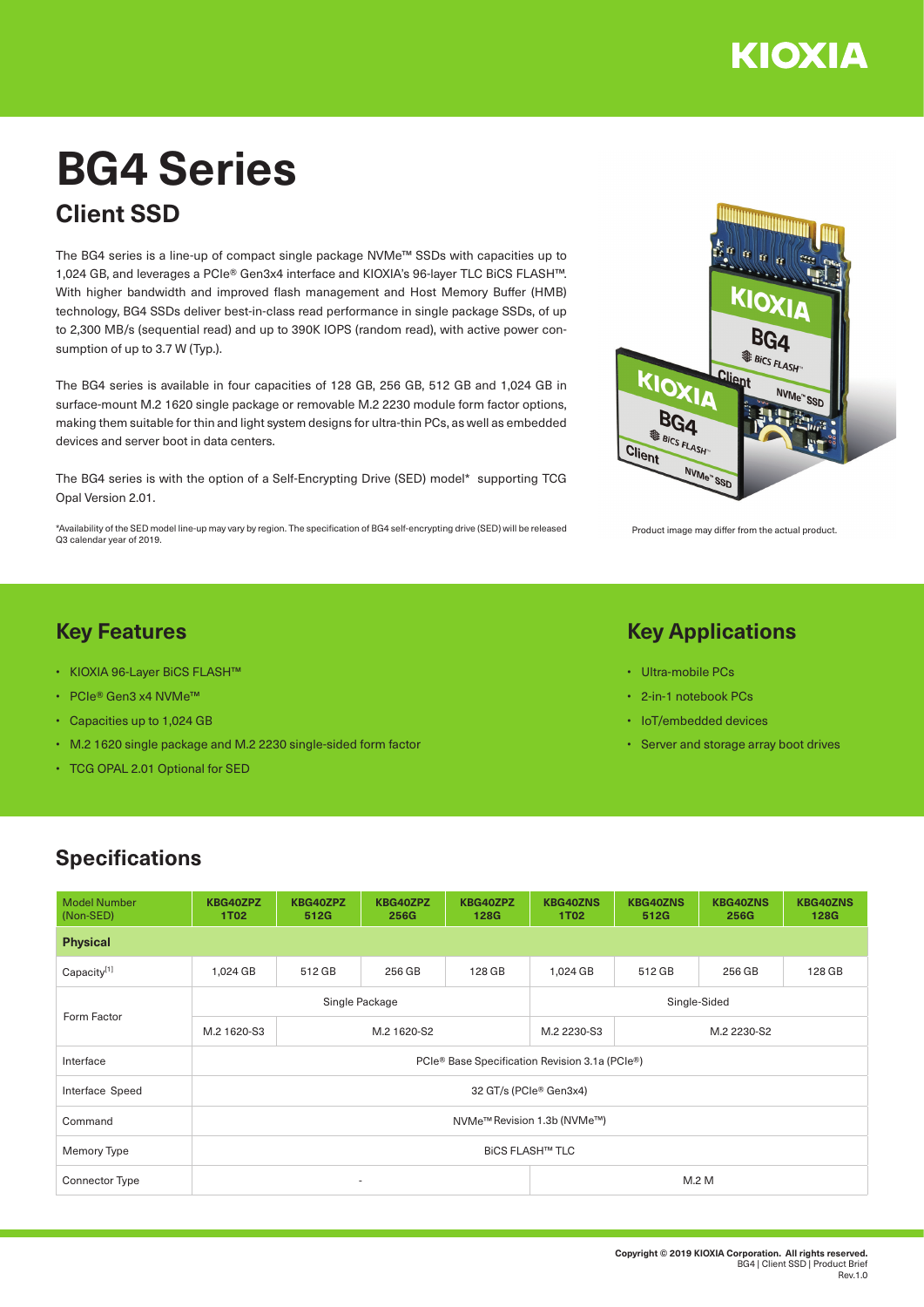# BG4 Series

## Client SSD

The BG4 series is a line-up of compact single package NVMe™ SSDs with capacities up to 1,024 GB, and leverages a PCIe® Gen3x4 interface and KIOXIA's 96-layer TLC BiCS FLASH™. With higher bandwidth and improved flash management and Host Memory Buffer (HMB) technology, BG4 SSDs deliver best-in-class read performance in single package SSDs, of up to 2,300 MB/s (sequential read) and up to 390K IOPS (random read), with active power consumption of up to 3.7 W (Typ.).

The BG4 series is available in four capacities of 128 GB, 256 GB, 512 GB and 1,024 GB in surface-mount M.2 1620 single package or removable M.2 2230 module form factor options, making them suitable for thin and light system designs for ultra-thin PCs, as well as embedded devices and server boot in data centers.

The BG4 series is with the option of a Self-Encrypting Drive (SED) model* supporting TCG Opal Version 2.01.

*Availability of the SED model line-up may vary by region. The specification of BG4 self-encrypting drive (SED) will be released Q3 calendar year of 2019.

Product image may differ from the actual product.

## Key Features

- KIOXIA 96-Layer BiCS FLASH™
- PCIe® Gen3 x4 NVMe™
- Capacities up to 1,024 GB
- M.2 1620 single package and M.2 2230 single-sided form factor
- TCG OPAL 2.01 Optional for SED

## Key Applications

- Ultra-mobile PCs
- 2-in-1 notebook PCs
- IoT/embedded devices
- Server and storage array boot drives

## Specifications

| Model Number (Non-SED) | KBG40ZPZ 1T02 | KBG40ZPZ 512G | KBG40ZPZ 256G | KBG40ZPZ 128G | KBG40ZNS 1T02 | KBG40ZNS 512G | KBG40ZNS 256G | KBG40ZNS 128G |
|---|---|---|---|---|---|---|---|---|
| **Physical** | | | | | | | | |
| Capacity[1] | 1,024 GB | 512 GB | 256 GB | 128 GB | 1,024 GB | 512 GB | 256 GB | 128 GB |
| Form Factor | Single Package | | | | Single-Sided | | | |
| | M.2 1620-S3 | M.2 1620-S2 | | | M.2 2230-S3 | M.2 2230-S2 | | |
| Interface | PCIe® Base Specification Revision 3.1a (PCIe®) | | | | | | | |
| Interface Speed | 32 GT/s (PCIe® Gen3x4) | | | | | | | |
| Command | NVMe™ Revision 1.3b (NVMe™) | | | | | | | |
| Memory Type | BiCS FLASH™ TLC | | | | | | | |
| Connector Type | - | | | | M.2 M | | | |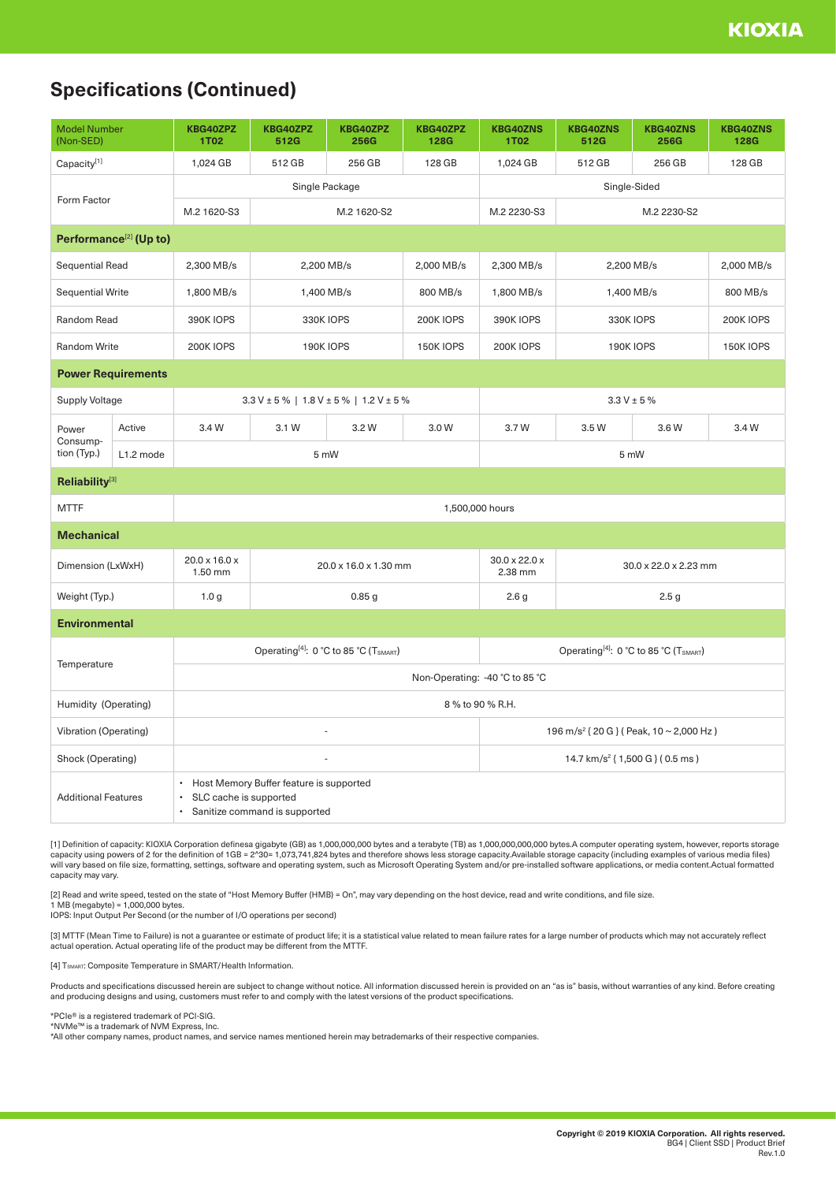## Specifications (Continued)

| Model Number (Non-SED) | | KBG40ZPZ 1T02 | KBG40ZPZ 512G | KBG40ZPZ 256G | KBG40ZPZ 128G | KBG40ZNS 1T02 | KBG40ZNS 512G | KBG40ZNS 256G | KBG40ZNS 128G |
|---|---|---|---|---|---|---|---|---|---|
| Capacity[1] | | 1,024 GB | 512 GB | 256 GB | 128 GB | 1,024 GB | 512 GB | 256 GB | 128 GB |
| Form Factor | | Single Package | | | | Single-Sided | | | |
| | | M.2 1620-S3 | M.2 1620-S2 | | | M.2 2230-S3 | M.2 2230-S2 | | |
| **Performance[2] (Up to)** | | | | | | | | | |
| Sequential Read | | 2,300 MB/s | 2,200 MB/s | | 2,000 MB/s | 2,300 MB/s | 2,200 MB/s | | 2,000 MB/s |
| Sequential Write | | 1,800 MB/s | 1,400 MB/s | | 800 MB/s | 1,800 MB/s | 1,400 MB/s | | 800 MB/s |
| Random Read | | 390K IOPS | 330K IOPS | | 200K IOPS | 390K IOPS | 330K IOPS | | 200K IOPS |
| Random Write | | 200K IOPS | 190K IOPS | | 150K IOPS | 200K IOPS | 190K IOPS | | 150K IOPS |
| **Power Requirements** | | | | | | | | | |
| Supply Voltage | | 3.3 V ± 5 % \| 1.8 V ± 5 % \| 1.2 V ± 5 % | | | | 3.3 V ± 5 % | | | |
| Power Consumption (Typ.) | Active | 3.4 W | 3.1 W | 3.2 W | 3.0 W | 3.7 W | 3.5 W | 3.6 W | 3.4 W |
| | L1.2 mode | 5 mW | | | | 5 mW | | | |
| **Reliability[3]** | | | | | | | | | |
| MTTF | | 1,500,000 hours | | | | | | | |
| **Mechanical** | | | | | | | | | |
| Dimension (LxWxH) | | 20.0 x 16.0 x 1.50 mm | 20.0 x 16.0 x 1.30 mm | | | 30.0 x 22.0 x 2.38 mm | 30.0 x 22.0 x 2.23 mm | | |
| Weight (Typ.) | | 1.0 g | 0.85 g | | | 2.6 g | 2.5 g | | |
| **Environmental** | | | | | | | | | |
| Temperature | | Operating[4]: 0 °C to 85 °C ($T_{SMART}$) | | | | Operating[4]: 0 °C to 85 °C ($T_{SMART}$) | | | |
| | | Non-Operating: -40 °C to 85 °C | | | | | | | |
| Humidity (Operating) | | 8 % to 90 % R.H. | | | | | | | |
| Vibration (Operating) | | - | | | | 196 m/s² { 20 G } ( Peak, 10 ~ 2,000 Hz ) | | | |
| Shock (Operating) | | - | | | | 14.7 km/s² { 1,500 G } ( 0.5 ms ) | | | |
| Additional Features | | • Host Memory Buffer feature is supported<br>• SLC cache is supported<br>• Sanitize command is supported | | | | | | | |

[1] Definition of capacity: KIOXIA Corporation definesa gigabyte (GB) as 1,000,000,000 bytes and a terabyte (TB) as 1,000,000,000,000 bytes.A computer operating system, however, reports storage capacity using powers of 2 for the definition of 1GB = 2^30= 1,073,741,824 bytes and therefore shows less storage capacity.Available storage capacity (including examples of various media files) will vary based on file size, formatting, settings, software and operating system, such as Microsoft Operating System and/or pre-installed software applications, or media content.Actual formatted capacity may vary.

[2] Read and write speed, tested on the state of "Host Memory Buffer (HMB) = On", may vary depending on the host device, read and write conditions, and file size.
1 MB (megabyte) = 1,000,000 bytes.
IOPS: Input Output Per Second (or the number of I/O operations per second)

[3] MTTF (Mean Time to Failure) is not a guarantee or estimate of product life; it is a statistical value related to mean failure rates for a large number of products which may not accurately reflect actual operation. Actual operating life of the product may be different from the MTTF.

[4] $T_{SMART}$: Composite Temperature in SMART/Health Information.

Products and specifications discussed herein are subject to change without notice. All information discussed herein is provided on an "as is" basis, without warranties of any kind. Before creating and producing designs and using, customers must refer to and comply with the latest versions of the product specifications.

*PCIe® is a registered trademark of PCI-SIG.
*NVMe™ is a trademark of NVM Express, Inc.
*All other company names, product names, and service names mentioned herein may betrademarks of their respective companies.

**Copyright © 2019 KIOXIA Corporation. All rights reserved.**
BG4 | Client SSD | Product Brief
Rev.1.0